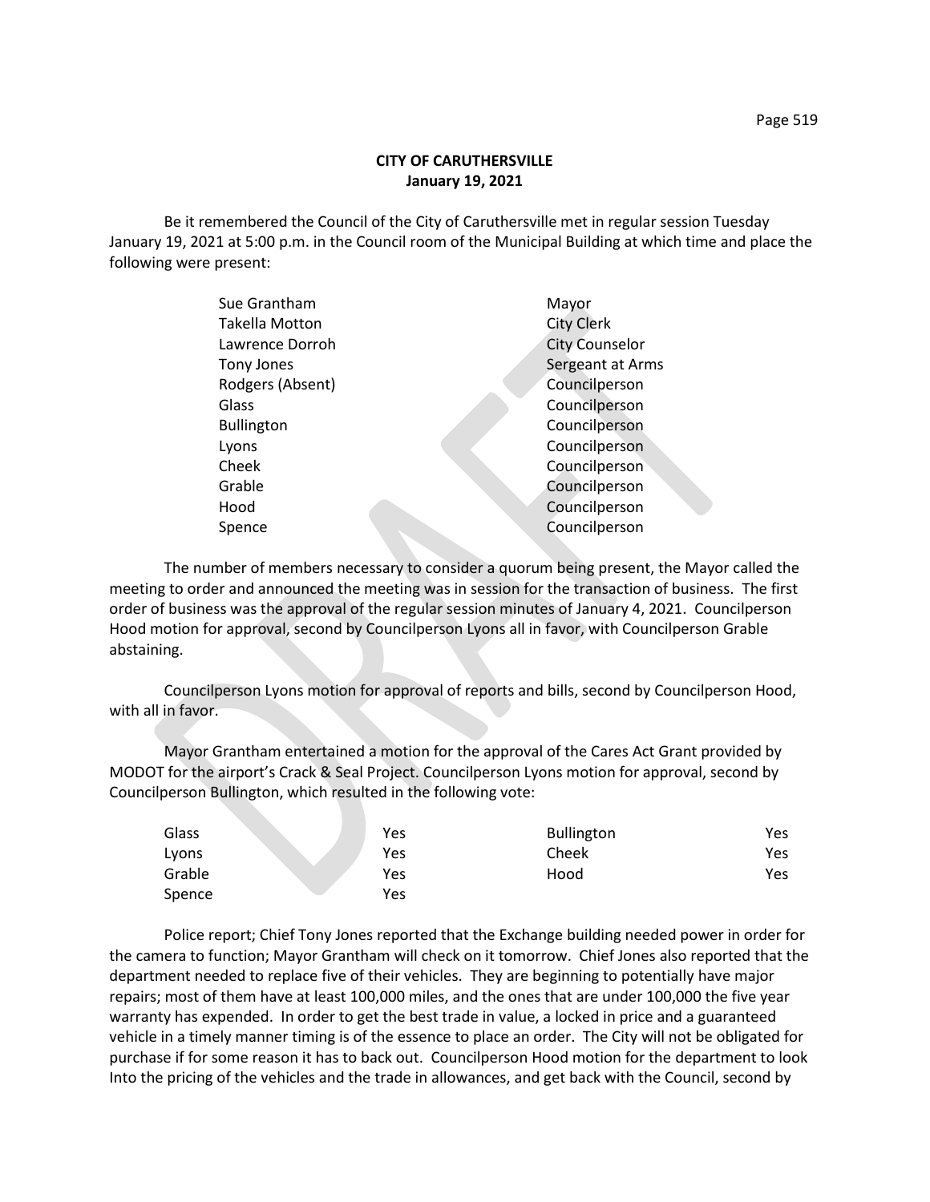**CITY OF CARUTHERSVILLE**
**January 19, 2021**

Be it remembered the Council of the City of Caruthersville met in regular session Tuesday January 19, 2021 at 5:00 p.m. in the Council room of the Municipal Building at which time and place the following were present:

| | |
|---|---|
| Sue Grantham | Mayor |
| Takella Motton | City Clerk |
| Lawrence Dorroh | City Counselor |
| Tony Jones | Sergeant at Arms |
| Rodgers (Absent) | Councilperson |
| Glass | Councilperson |
| Bullington | Councilperson |
| Lyons | Councilperson |
| Cheek | Councilperson |
| Grable | Councilperson |
| Hood | Councilperson |
| Spence | Councilperson |

The number of members necessary to consider a quorum being present, the Mayor called the meeting to order and announced the meeting was in session for the transaction of business. The first order of business was the approval of the regular session minutes of January 4, 2021. Councilperson Hood motion for approval, second by Councilperson Lyons all in favor, with Councilperson Grable abstaining.

Councilperson Lyons motion for approval of reports and bills, second by Councilperson Hood, with all in favor.

Mayor Grantham entertained a motion for the approval of the Cares Act Grant provided by MODOT for the airport's Crack & Seal Project. Councilperson Lyons motion for approval, second by Councilperson Bullington, which resulted in the following vote:

| | | | |
|---|---|---|---|
| Glass | Yes | Bullington | Yes |
| Lyons | Yes | Cheek | Yes |
| Grable | Yes | Hood | Yes |
| Spence | Yes | | |

Police report; Chief Tony Jones reported that the Exchange building needed power in order for the camera to function; Mayor Grantham will check on it tomorrow. Chief Jones also reported that the department needed to replace five of their vehicles. They are beginning to potentially have major repairs; most of them have at least 100,000 miles, and the ones that are under 100,000 the five year warranty has expended. In order to get the best trade in value, a locked in price and a guaranteed vehicle in a timely manner timing is of the essence to place an order. The City will not be obligated for purchase if for some reason it has to back out. Councilperson Hood motion for the department to look Into the pricing of the vehicles and the trade in allowances, and get back with the Council, second by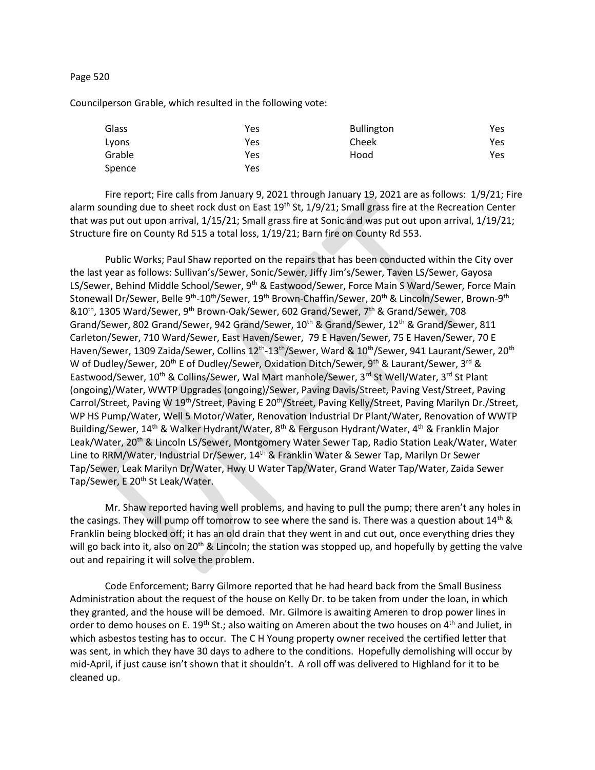Councilperson Grable, which resulted in the following vote:

| Glass | Yes | Bullington | Yes |
|---|---|---|---|
| Lyons | Yes | Cheek | Yes |
| Grable | Yes | Hood | Yes |
| Spence | Yes | | |

Fire report; Fire calls from January 9, 2021 through January 19, 2021 are as follows: 1/9/21; Fire alarm sounding due to sheet rock dust on East 19th St, 1/9/21; Small grass fire at the Recreation Center that was put out upon arrival, 1/15/21; Small grass fire at Sonic and was put out upon arrival, 1/19/21; Structure fire on County Rd 515 a total loss, 1/19/21; Barn fire on County Rd 553.

Public Works; Paul Shaw reported on the repairs that has been conducted within the City over the last year as follows: Sullivan's/Sewer, Sonic/Sewer, Jiffy Jim's/Sewer, Taven LS/Sewer, Gayosa LS/Sewer, Behind Middle School/Sewer, 9th & Eastwood/Sewer, Force Main S Ward/Sewer, Force Main Stonewall Dr/Sewer, Belle 9th-10th/Sewer, 19th Brown-Chaffin/Sewer, 20th & Lincoln/Sewer, Brown-9th &10th, 1305 Ward/Sewer, 9th Brown-Oak/Sewer, 602 Grand/Sewer, 7th & Grand/Sewer, 708 Grand/Sewer, 802 Grand/Sewer, 942 Grand/Sewer, 10th & Grand/Sewer, 12th & Grand/Sewer, 811 Carleton/Sewer, 710 Ward/Sewer, East Haven/Sewer, 79 E Haven/Sewer, 75 E Haven/Sewer, 70 E Haven/Sewer, 1309 Zaida/Sewer, Collins 12th-13th/Sewer, Ward & 10th/Sewer, 941 Laurant/Sewer, 20th W of Dudley/Sewer, 20th E of Dudley/Sewer, Oxidation Ditch/Sewer, 9th & Laurant/Sewer, 3rd & Eastwood/Sewer, 10th & Collins/Sewer, Wal Mart manhole/Sewer, 3rd St Well/Water, 3rd St Plant (ongoing)/Water, WWTP Upgrades (ongoing)/Sewer, Paving Davis/Street, Paving Vest/Street, Paving Carrol/Street, Paving W 19th/Street, Paving E 20th/Street, Paving Kelly/Street, Paving Marilyn Dr./Street, WP HS Pump/Water, Well 5 Motor/Water, Renovation Industrial Dr Plant/Water, Renovation of WWTP Building/Sewer, 14th & Walker Hydrant/Water, 8th & Ferguson Hydrant/Water, 4th & Franklin Major Leak/Water, 20th & Lincoln LS/Sewer, Montgomery Water Sewer Tap, Radio Station Leak/Water, Water Line to RRM/Water, Industrial Dr/Sewer, 14th & Franklin Water & Sewer Tap, Marilyn Dr Sewer Tap/Sewer, Leak Marilyn Dr/Water, Hwy U Water Tap/Water, Grand Water Tap/Water, Zaida Sewer Tap/Sewer, E 20th St Leak/Water.

Mr. Shaw reported having well problems, and having to pull the pump; there aren't any holes in the casings. They will pump off tomorrow to see where the sand is. There was a question about 14th & Franklin being blocked off; it has an old drain that they went in and cut out, once everything dries they will go back into it, also on 20th & Lincoln; the station was stopped up, and hopefully by getting the valve out and repairing it will solve the problem.

Code Enforcement; Barry Gilmore reported that he had heard back from the Small Business Administration about the request of the house on Kelly Dr. to be taken from under the loan, in which they granted, and the house will be demoed. Mr. Gilmore is awaiting Ameren to drop power lines in order to demo houses on E. 19th St.; also waiting on Ameren about the two houses on 4th and Juliet, in which asbestos testing has to occur. The C H Young property owner received the certified letter that was sent, in which they have 30 days to adhere to the conditions. Hopefully demolishing will occur by mid-April, if just cause isn't shown that it shouldn't. A roll off was delivered to Highland for it to be cleaned up.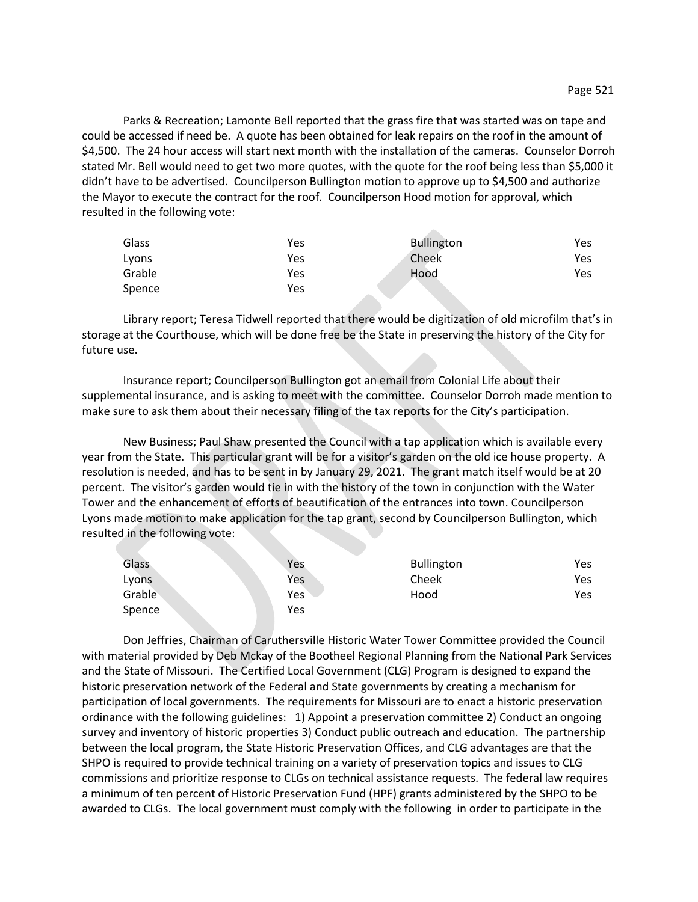Parks & Recreation; Lamonte Bell reported that the grass fire that was started was on tape and could be accessed if need be. A quote has been obtained for leak repairs on the roof in the amount of $4,500. The 24 hour access will start next month with the installation of the cameras. Counselor Dorroh stated Mr. Bell would need to get two more quotes, with the quote for the roof being less than $5,000 it didn't have to be advertised. Councilperson Bullington motion to approve up to $4,500 and authorize the Mayor to execute the contract for the roof. Councilperson Hood motion for approval, which resulted in the following vote:

| | | | |
|---|---|---|---|
| Glass | Yes | Bullington | Yes |
| Lyons | Yes | Cheek | Yes |
| Grable | Yes | Hood | Yes |
| Spence | Yes | | |

Library report; Teresa Tidwell reported that there would be digitization of old microfilm that's in storage at the Courthouse, which will be done free be the State in preserving the history of the City for future use.

Insurance report; Councilperson Bullington got an email from Colonial Life about their supplemental insurance, and is asking to meet with the committee. Counselor Dorroh made mention to make sure to ask them about their necessary filing of the tax reports for the City's participation.

New Business; Paul Shaw presented the Council with a tap application which is available every year from the State. This particular grant will be for a visitor's garden on the old ice house property. A resolution is needed, and has to be sent in by January 29, 2021. The grant match itself would be at 20 percent. The visitor's garden would tie in with the history of the town in conjunction with the Water Tower and the enhancement of efforts of beautification of the entrances into town. Councilperson Lyons made motion to make application for the tap grant, second by Councilperson Bullington, which resulted in the following vote:

| | | | |
|---|---|---|---|
| Glass | Yes | Bullington | Yes |
| Lyons | Yes | Cheek | Yes |
| Grable | Yes | Hood | Yes |
| Spence | Yes | | |

Don Jeffries, Chairman of Caruthersville Historic Water Tower Committee provided the Council with material provided by Deb Mckay of the Bootheel Regional Planning from the National Park Services and the State of Missouri. The Certified Local Government (CLG) Program is designed to expand the historic preservation network of the Federal and State governments by creating a mechanism for participation of local governments. The requirements for Missouri are to enact a historic preservation ordinance with the following guidelines: 1) Appoint a preservation committee 2) Conduct an ongoing survey and inventory of historic properties 3) Conduct public outreach and education. The partnership between the local program, the State Historic Preservation Offices, and CLG advantages are that the SHPO is required to provide technical training on a variety of preservation topics and issues to CLG commissions and prioritize response to CLGs on technical assistance requests. The federal law requires a minimum of ten percent of Historic Preservation Fund (HPF) grants administered by the SHPO to be awarded to CLGs. The local government must comply with the following in order to participate in the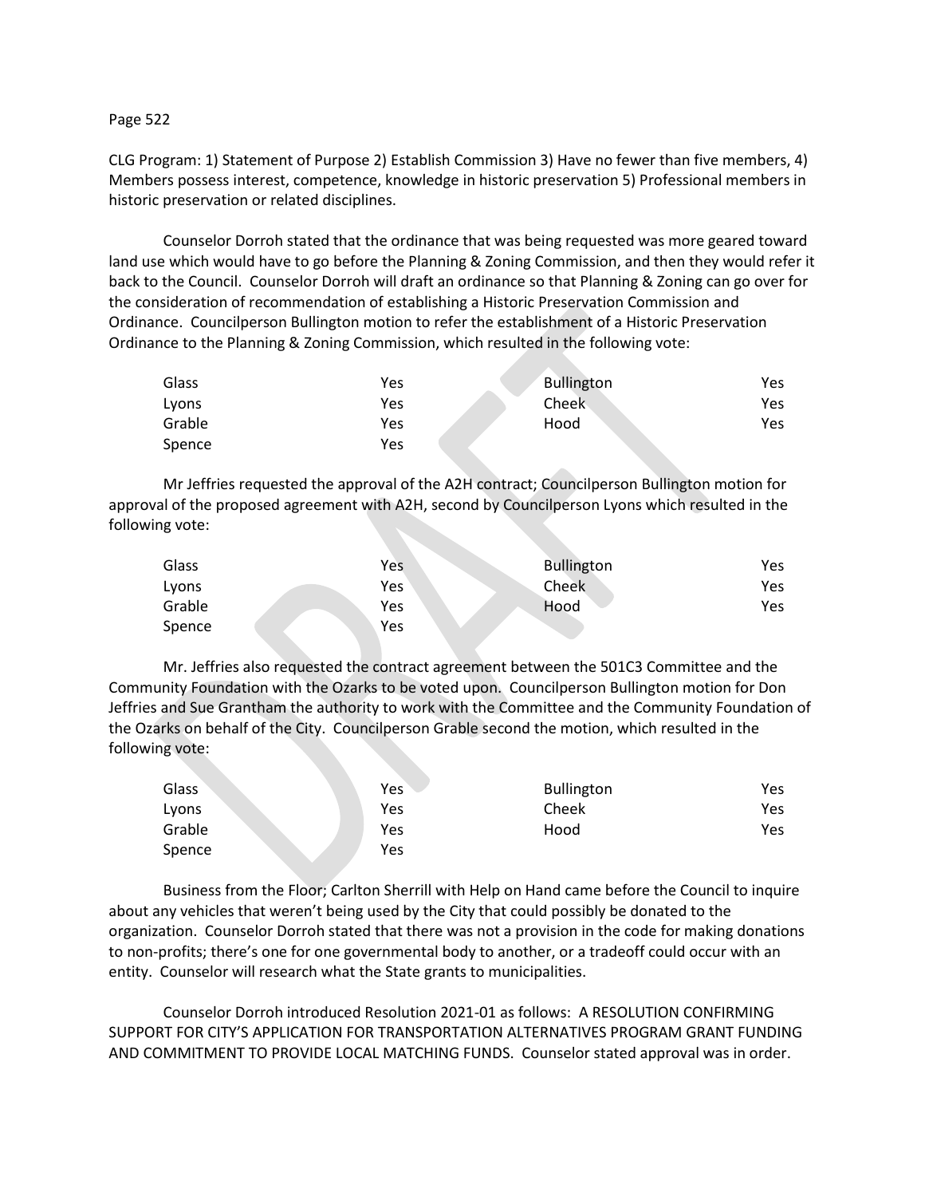CLG Program: 1) Statement of Purpose 2) Establish Commission 3) Have no fewer than five members, 4) Members possess interest, competence, knowledge in historic preservation 5) Professional members in historic preservation or related disciplines.

Counselor Dorroh stated that the ordinance that was being requested was more geared toward land use which would have to go before the Planning & Zoning Commission, and then they would refer it back to the Council. Counselor Dorroh will draft an ordinance so that Planning & Zoning can go over for the consideration of recommendation of establishing a Historic Preservation Commission and Ordinance. Councilperson Bullington motion to refer the establishment of a Historic Preservation Ordinance to the Planning & Zoning Commission, which resulted in the following vote:

| | | | |
|---|---|---|---|
| Glass | Yes | Bullington | Yes |
| Lyons | Yes | Cheek | Yes |
| Grable | Yes | Hood | Yes |
| Spence | Yes | | |

Mr Jeffries requested the approval of the A2H contract; Councilperson Bullington motion for approval of the proposed agreement with A2H, second by Councilperson Lyons which resulted in the following vote:

| | | | |
|---|---|---|---|
| Glass | Yes | Bullington | Yes |
| Lyons | Yes | Cheek | Yes |
| Grable | Yes | Hood | Yes |
| Spence | Yes | | |

Mr. Jeffries also requested the contract agreement between the 501C3 Committee and the Community Foundation with the Ozarks to be voted upon. Councilperson Bullington motion for Don Jeffries and Sue Grantham the authority to work with the Committee and the Community Foundation of the Ozarks on behalf of the City. Councilperson Grable second the motion, which resulted in the following vote:

| | | | |
|---|---|---|---|
| Glass | Yes | Bullington | Yes |
| Lyons | Yes | Cheek | Yes |
| Grable | Yes | Hood | Yes |
| Spence | Yes | | |

Business from the Floor; Carlton Sherrill with Help on Hand came before the Council to inquire about any vehicles that weren't being used by the City that could possibly be donated to the organization. Counselor Dorroh stated that there was not a provision in the code for making donations to non-profits; there's one for one governmental body to another, or a tradeoff could occur with an entity. Counselor will research what the State grants to municipalities.

Counselor Dorroh introduced Resolution 2021-01 as follows: A RESOLUTION CONFIRMING SUPPORT FOR CITY'S APPLICATION FOR TRANSPORTATION ALTERNATIVES PROGRAM GRANT FUNDING AND COMMITMENT TO PROVIDE LOCAL MATCHING FUNDS. Counselor stated approval was in order.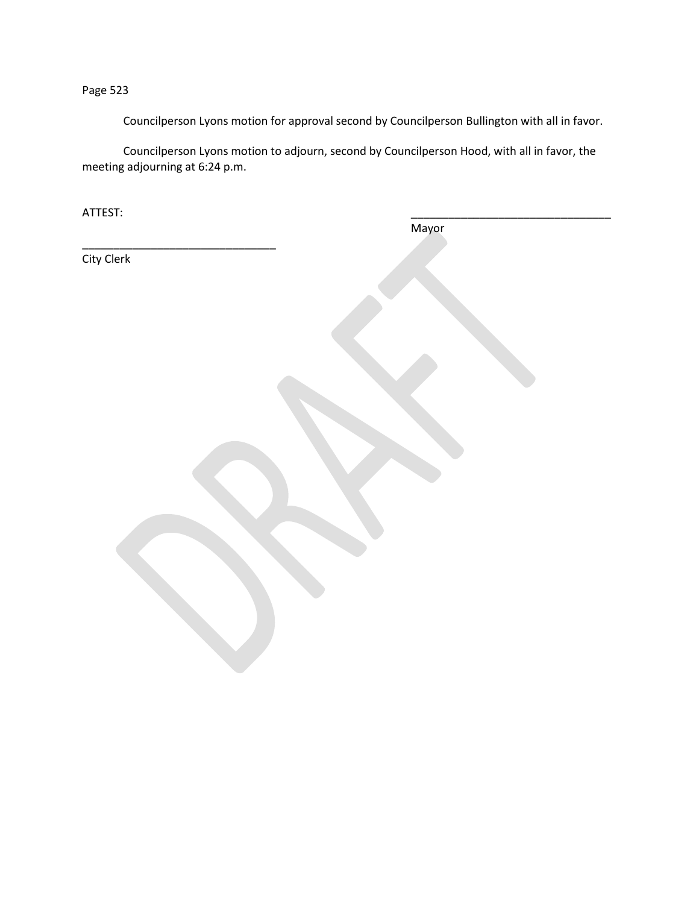Councilperson Lyons motion for approval second by Councilperson Bullington with all in favor.

Councilperson Lyons motion to adjourn, second by Councilperson Hood, with all in favor, the meeting adjourning at 6:24 p.m.

ATTEST:

________________________________
Mayor

________________________________
City Clerk